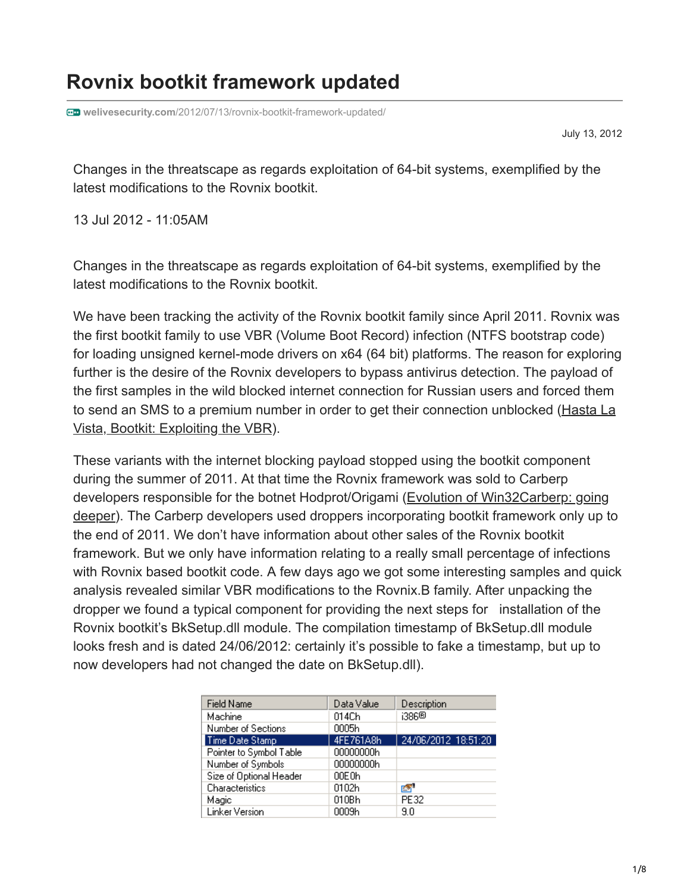# Rovnix bootkit framework updated

welivesecurity.com/2012/07/13/rovnix-bootkit-framework-updated/

July 13, 2012

Changes in the threatscape as regards exploitation of 64-bit systems, exemplified by the latest modifications to the Rovnix bootkit.

13 Jul 2012 - 11:05AM

Changes in the threatscape as regards exploitation of 64-bit systems, exemplified by the latest modifications to the Rovnix bootkit.

We have been tracking the activity of the Rovnix bootkit family since April 2011. Rovnix was the first bootkit family to use VBR (Volume Boot Record) infection (NTFS bootstrap code) for loading unsigned kernel-mode drivers on x64 (64 bit) platforms. The reason for exploring further is the desire of the Rovnix developers to bypass antivirus detection. The payload of the first samples in the wild blocked internet connection for Russian users and forced them to send an SMS to a premium number in order to get their connection unblocked (Hasta La Vista, Bootkit: Exploiting the VBR).

These variants with the internet blocking payload stopped using the bootkit component during the summer of 2011. At that time the Rovnix framework was sold to Carberp developers responsible for the botnet Hodprot/Origami (Evolution of Win32Carberp: going deeper). The Carberp developers used droppers incorporating bootkit framework only up to the end of 2011. We don't have information about other sales of the Rovnix bootkit framework. But we only have information relating to a really small percentage of infections with Rovnix based bootkit code. A few days ago we got some interesting samples and quick analysis revealed similar VBR modifications to the Rovnix.B family. After unpacking the dropper we found a typical component for providing the next steps for installation of the Rovnix bootkit's BkSetup.dll module. The compilation timestamp of BkSetup.dll module looks fresh and is dated 24/06/2012: certainly it's possible to fake a timestamp, but up to now developers had not changed the date on BkSetup.dll).

| Field Name | Data Value | Description |
|---|---|---|
| Machine | 014Ch | i386® |
| Number of Sections | 0005h | |
| Time Date Stamp | 4FE761A8h | 24/06/2012 18:51:20 |
| Pointer to Symbol Table | 00000000h | |
| Number of Symbols | 00000000h | |
| Size of Optional Header | 00E0h | |
| Characteristics | 0102h | |
| Magic | 010Bh | PE32 |
| Linker Version | 0009h | 9.0 |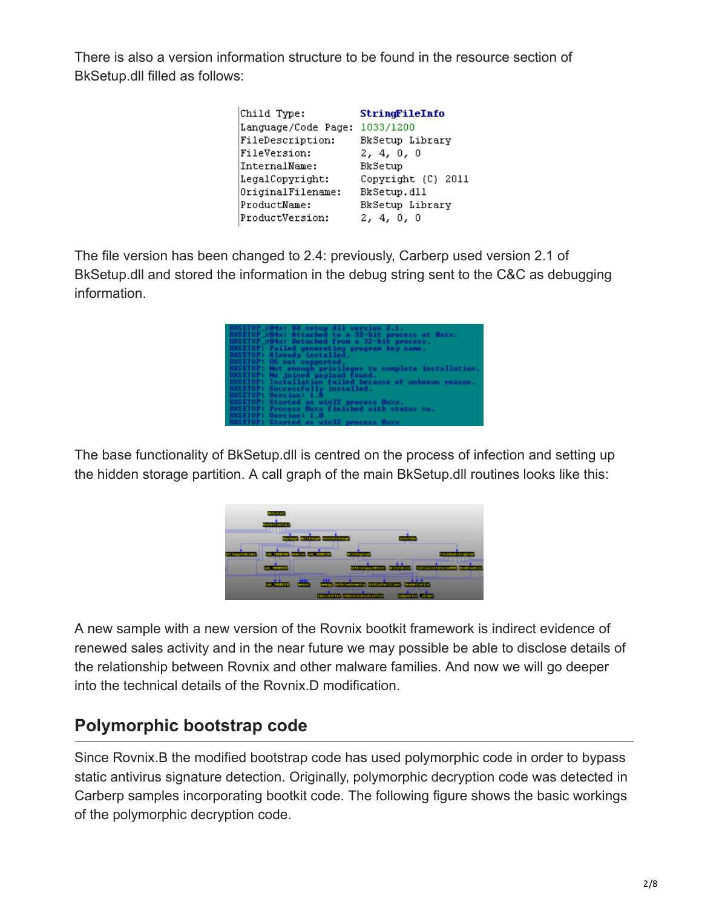There is also a version information structure to be found in the resource section of BkSetup.dll filled as follows:

```
Child Type:          StringFileInfo
Language/Code Page:  1033/1200
FileDescription:     BkSetup Library
FileVersion:         2, 4, 0, 0
InternalName:        BkSetup
LegalCopyright:      Copyright (C) 2011
OriginalFilename:    BkSetup.dll
ProductName:         BkSetup Library
ProductVersion:      2, 4, 0, 0
```

The file version has been changed to 2.4: previously, Carberp used version 2.1 of BkSetup.dll and stored the information in the debug string sent to the C&C as debugging information.

```
BKSETUP_x04x: BK setup dll version 2.1.
BKSETUP_x04x: Attached to a 32-bit process at 0xxx.
BKSETUP_x04x: Detached from a 32-bit process.
BKSETUP: Failed generating program key name.
BKSETUP: Already installed.
BKSETUP: OS not supported.
BKSETUP: Not enough privileges to complete installation.
BKSETUP: No joined payload found.
BKSETUP: Installation failed because of unknown reason.
BKSETUP: Successfully installed.
BKSETUP: Version: 1.0
BKSETUP: Started as win32 process 0xxx.
BKSETUP: Process 0xxx finished with status xu.
BKSETUP: Version: 1.0
BKSETUP: Started as win32 process 0xxx
```

The base functionality of BkSetup.dll is centred on the process of infection and setting up the hidden storage partition. A call graph of the main BkSetup.dll routines looks like this:

A new sample with a new version of the Rovnix bootkit framework is indirect evidence of renewed sales activity and in the near future we may possible be able to disclose details of the relationship between Rovnix and other malware families. And now we will go deeper into the technical details of the Rovnix.D modification.

## Polymorphic bootstrap code

Since Rovnix.B the modified bootstrap code has used polymorphic code in order to bypass static antivirus signature detection. Originally, polymorphic decryption code was detected in Carberp samples incorporating bootkit code. The following figure shows the basic workings of the polymorphic decryption code.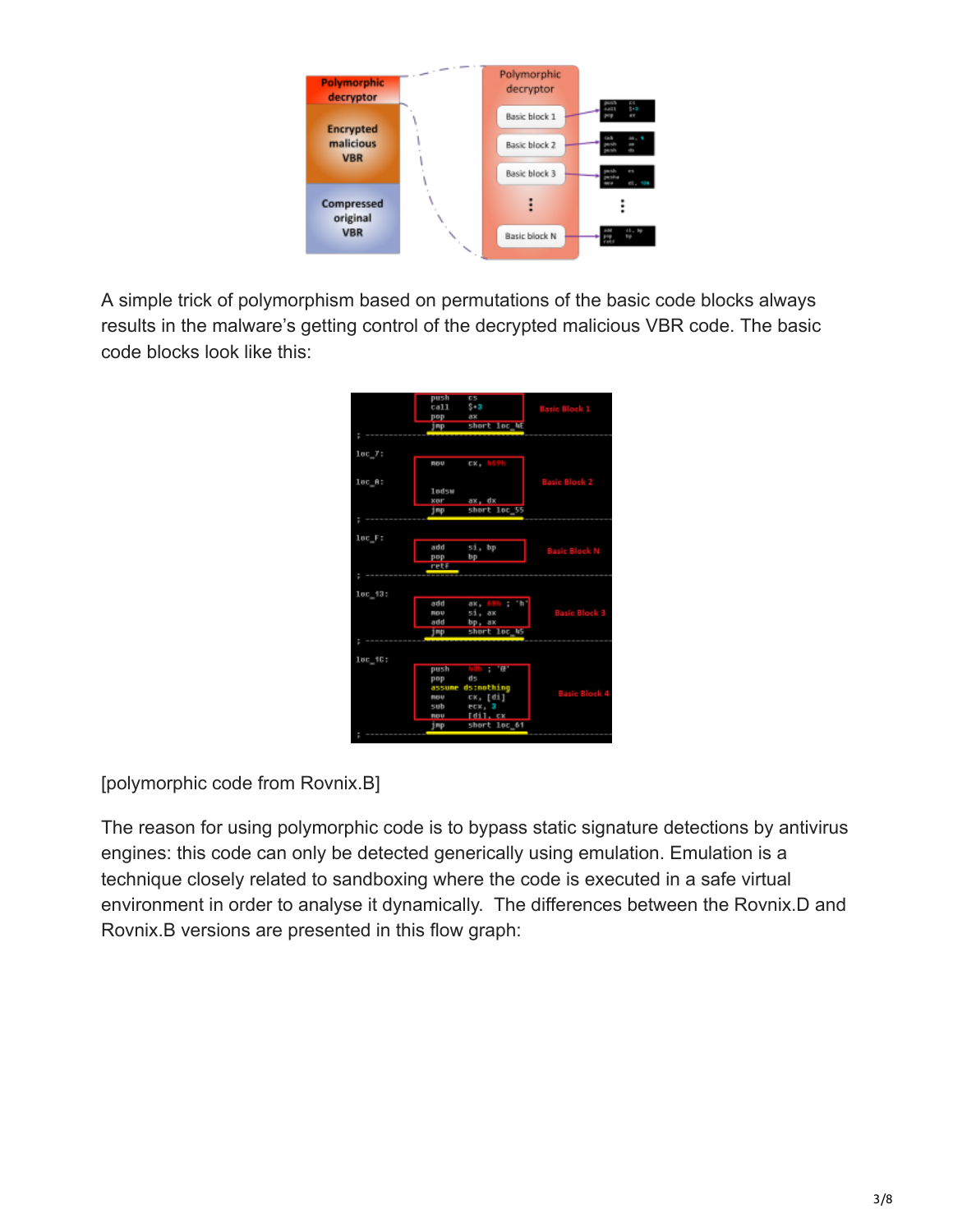A simple trick of polymorphism based on permutations of the basic code blocks always results in the malware's getting control of the decrypted malicious VBR code. The basic code blocks look like this:

[polymorphic code from Rovnix.B]

The reason for using polymorphic code is to bypass static signature detections by antivirus engines: this code can only be detected generically using emulation. Emulation is a technique closely related to sandboxing where the code is executed in a safe virtual environment in order to analyse it dynamically.  The differences between the Rovnix.D and Rovnix.B versions are presented in this flow graph: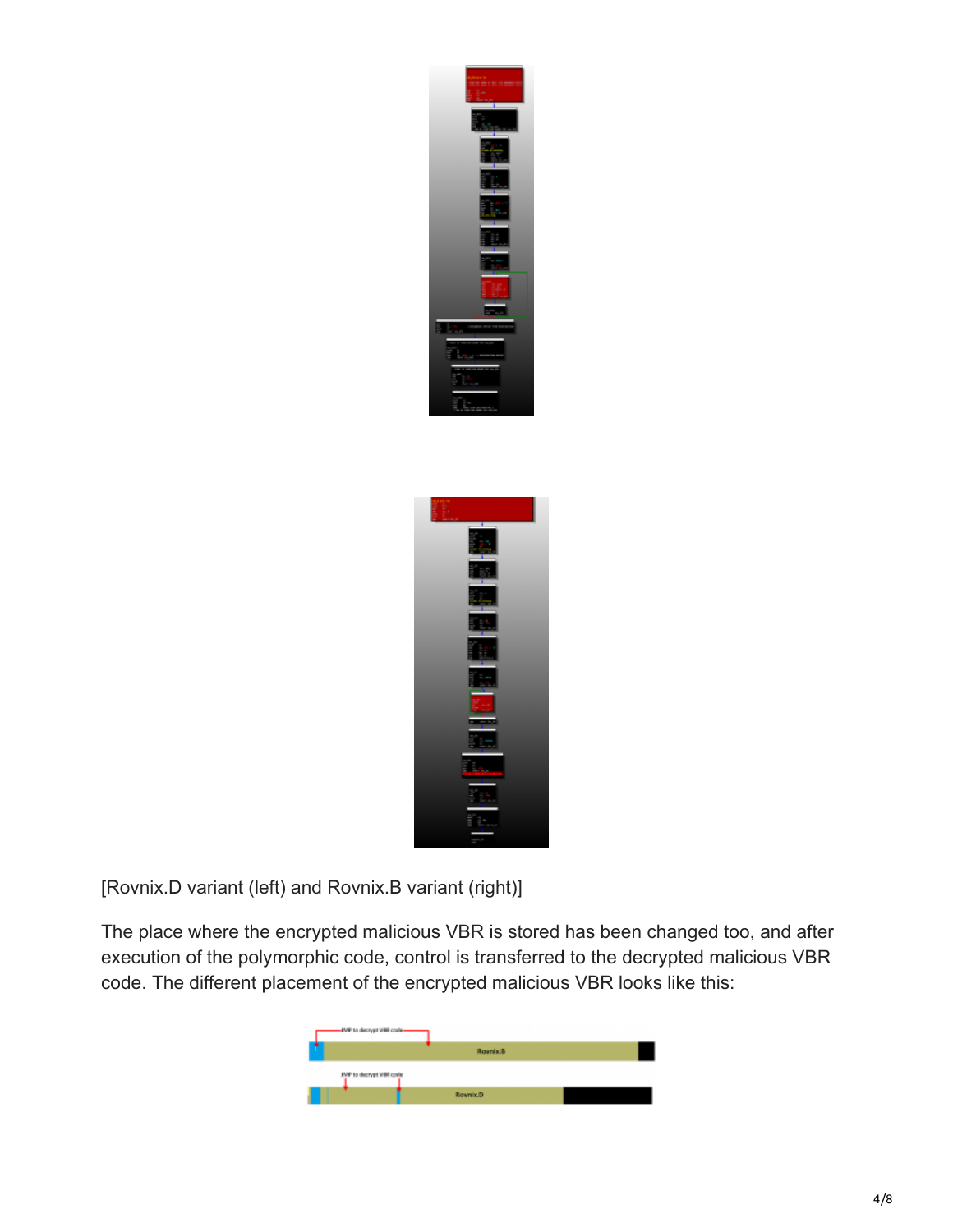[Rovnix.D variant (left) and Rovnix.B variant (right)]

The place where the encrypted malicious VBR is stored has been changed too, and after execution of the polymorphic code, control is transferred to the decrypted malicious VBR code. The different placement of the encrypted malicious VBR looks like this:

JMP to decrypt VBR code

Rovnix.B

JMP to decrypt VBR code

Rovnix.D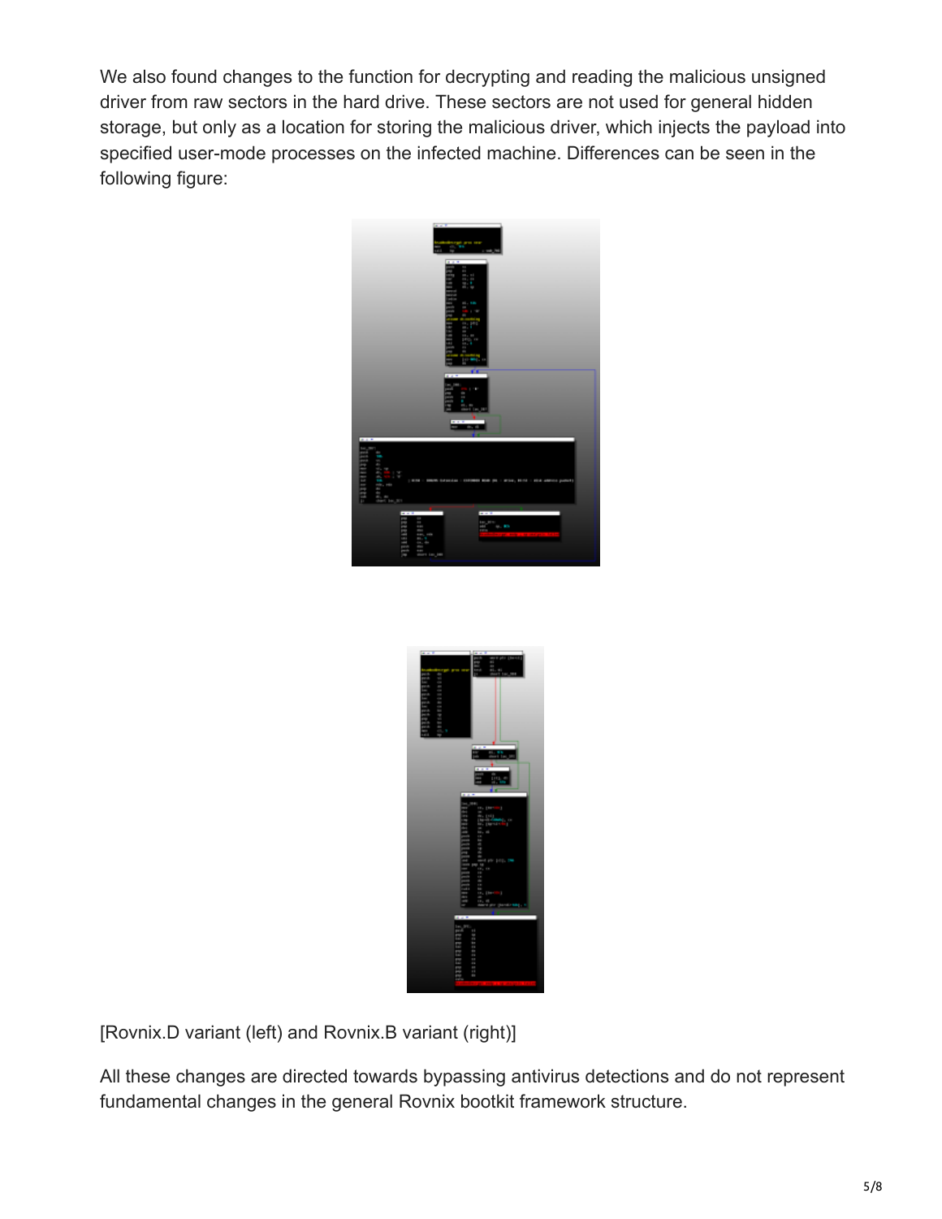We also found changes to the function for decrypting and reading the malicious unsigned driver from raw sectors in the hard drive. These sectors are not used for general hidden storage, but only as a location for storing the malicious driver, which injects the payload into specified user-mode processes on the infected machine. Differences can be seen in the following figure:

[Rovnix.D variant (left) and Rovnix.B variant (right)]

All these changes are directed towards bypassing antivirus detections and do not represent fundamental changes in the general Rovnix bootkit framework structure.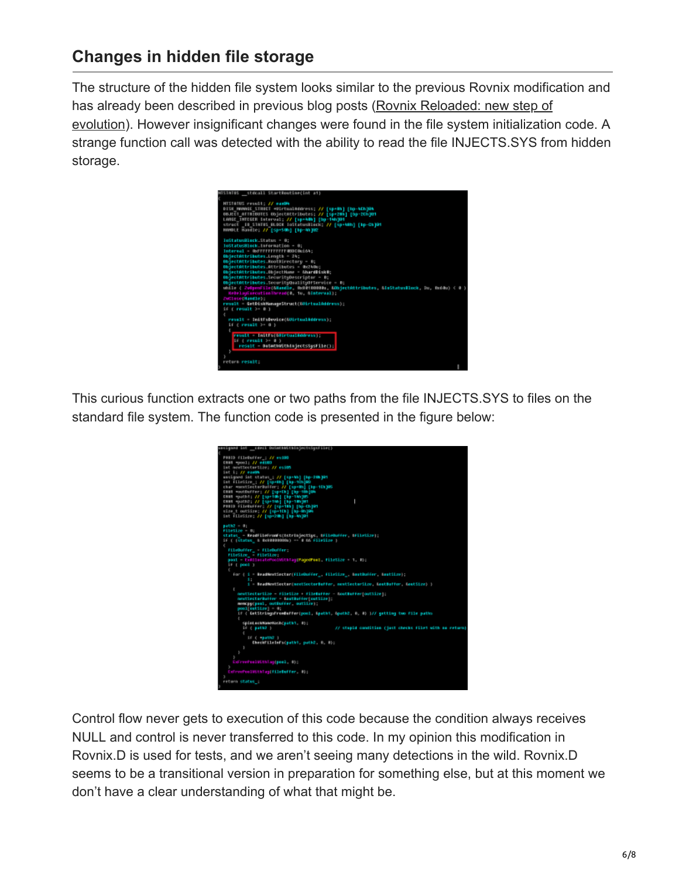## Changes in hidden file storage

The structure of the hidden file system looks similar to the previous Rovnix modification and has already been described in previous blog posts ([Rovnix Reloaded: new step of evolution](#)). However insignificant changes were found in the file system initialization code. A strange function call was detected with the ability to read the file INJECTS.SYS from hidden storage.

This curious function extracts one or two paths from the file INJECTS.SYS to files on the standard file system. The function code is presented in the figure below:

Control flow never gets to execution of this code because the condition always receives NULL and control is never transferred to this code. In my opinion this modification in Rovnix.D is used for tests, and we aren't seeing many detections in the wild. Rovnix.D seems to be a transitional version in preparation for something else, but at this moment we don't have a clear understanding of what that might be.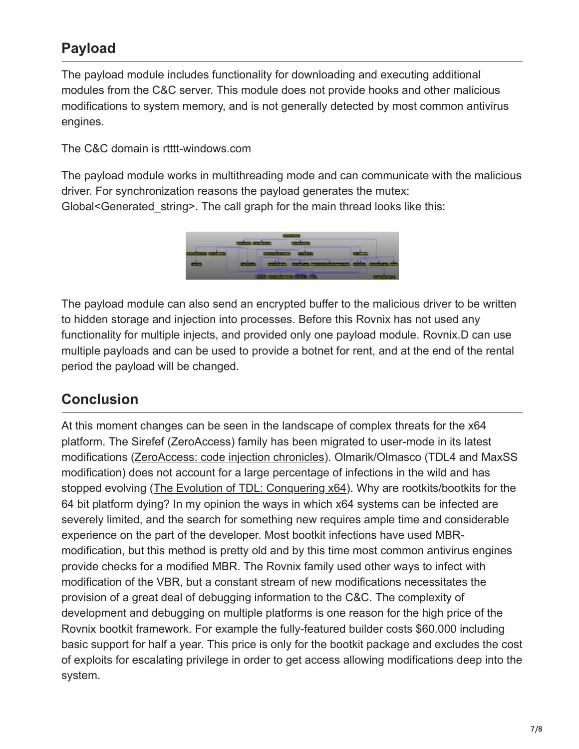## Payload

The payload module includes functionality for downloading and executing additional modules from the C&C server. This module does not provide hooks and other malicious modifications to system memory, and is not generally detected by most common antivirus engines.

The C&C domain is rtttt-windows.com

The payload module works in multithreading mode and can communicate with the malicious driver. For synchronization reasons the payload generates the mutex: Global<Generated_string>. The call graph for the main thread looks like this:

The payload module can also send an encrypted buffer to the malicious driver to be written to hidden storage and injection into processes. Before this Rovnix has not used any functionality for multiple injects, and provided only one payload module. Rovnix.D can use multiple payloads and can be used to provide a botnet for rent, and at the end of the rental period the payload will be changed.

## Conclusion

At this moment changes can be seen in the landscape of complex threats for the x64 platform. The Sirefef (ZeroAccess) family has been migrated to user-mode in its latest modifications (ZeroAccess: code injection chronicles). Olmarik/Olmasco (TDL4 and MaxSS modification) does not account for a large percentage of infections in the wild and has stopped evolving (The Evolution of TDL: Conquering x64). Why are rootkits/bootkits for the 64 bit platform dying? In my opinion the ways in which x64 systems can be infected are severely limited, and the search for something new requires ample time and considerable experience on the part of the developer. Most bootkit infections have used MBR-modification, but this method is pretty old and by this time most common antivirus engines provide checks for a modified MBR. The Rovnix family used other ways to infect with modification of the VBR, but a constant stream of new modifications necessitates the provision of a great deal of debugging information to the C&C. The complexity of development and debugging on multiple platforms is one reason for the high price of the Rovnix bootkit framework. For example the fully-featured builder costs $60.000 including basic support for half a year. This price is only for the bootkit package and excludes the cost of exploits for escalating privilege in order to get access allowing modifications deep into the system.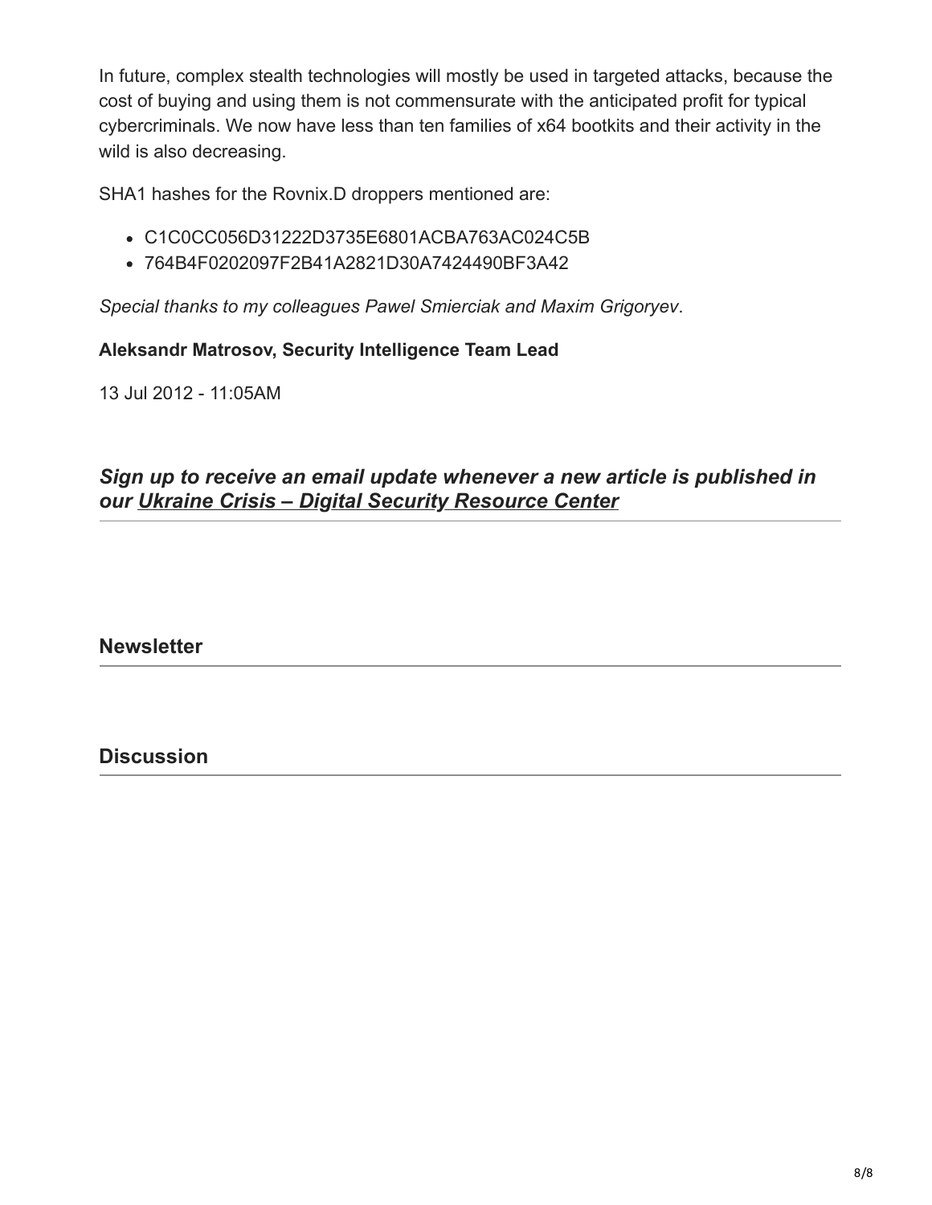In future, complex stealth technologies will mostly be used in targeted attacks, because the cost of buying and using them is not commensurate with the anticipated profit for typical cybercriminals. We now have less than ten families of x64 bootkits and their activity in the wild is also decreasing.

SHA1 hashes for the Rovnix.D droppers mentioned are:

- C1C0CC056D31222D3735E6801ACBA763AC024C5B
- 764B4F0202097F2B41A2821D30A7424490BF3A42

*Special thanks to my colleagues Pawel Smierciak and Maxim Grigoryev*.

**Aleksandr Matrosov, Security Intelligence Team Lead**

13 Jul 2012 - 11:05AM

***Sign up to receive an email update whenever a new article is published in our Ukraine Crisis – Digital Security Resource Center***

**Newsletter**

**Discussion**